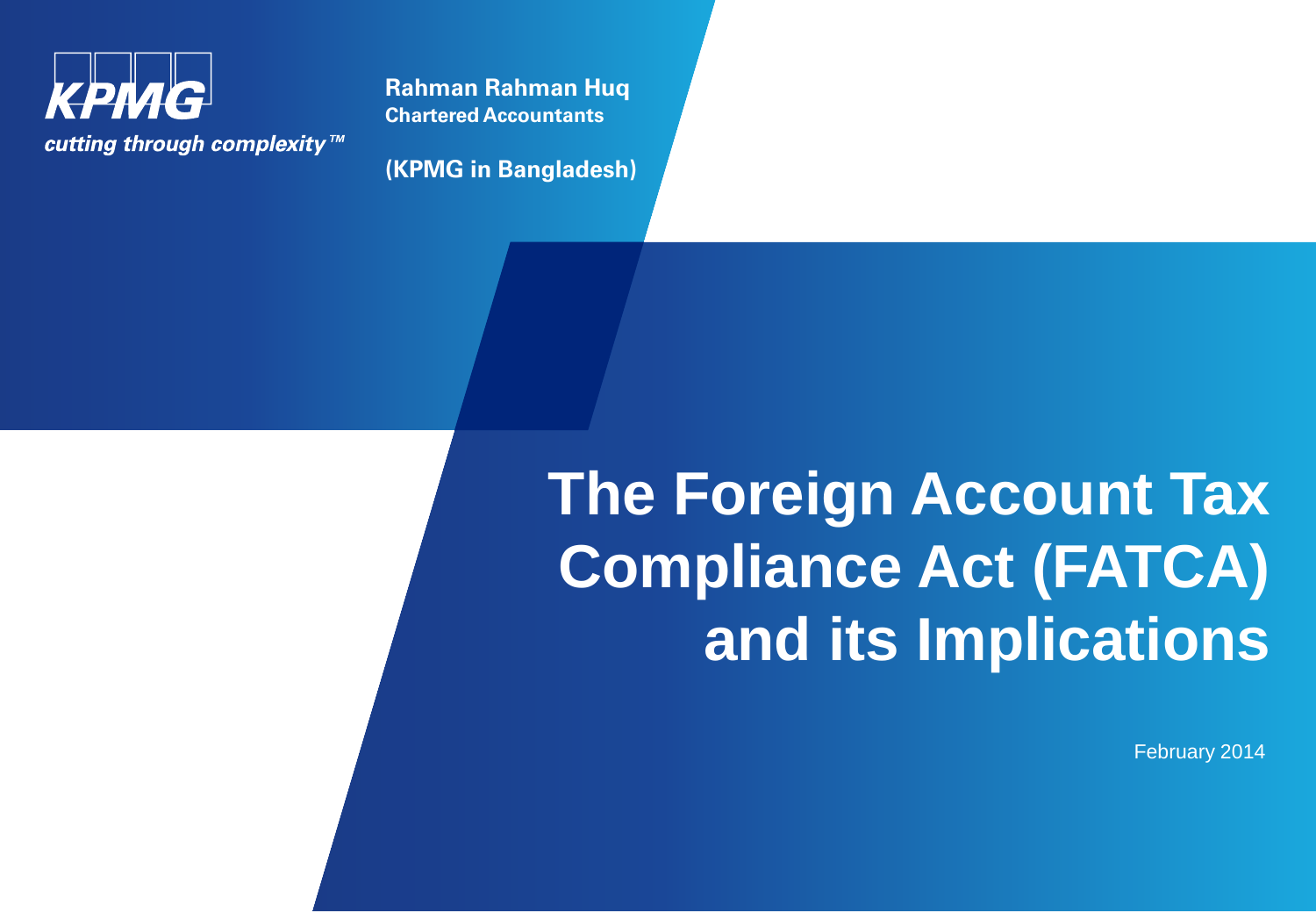KPMG

*cutting through complexity™*

**Rahman Rahman Huq**
**Chartered Accountants**

**(KPMG in Bangladesh)**

# The Foreign Account Tax Compliance Act (FATCA) and its Implications

February 2014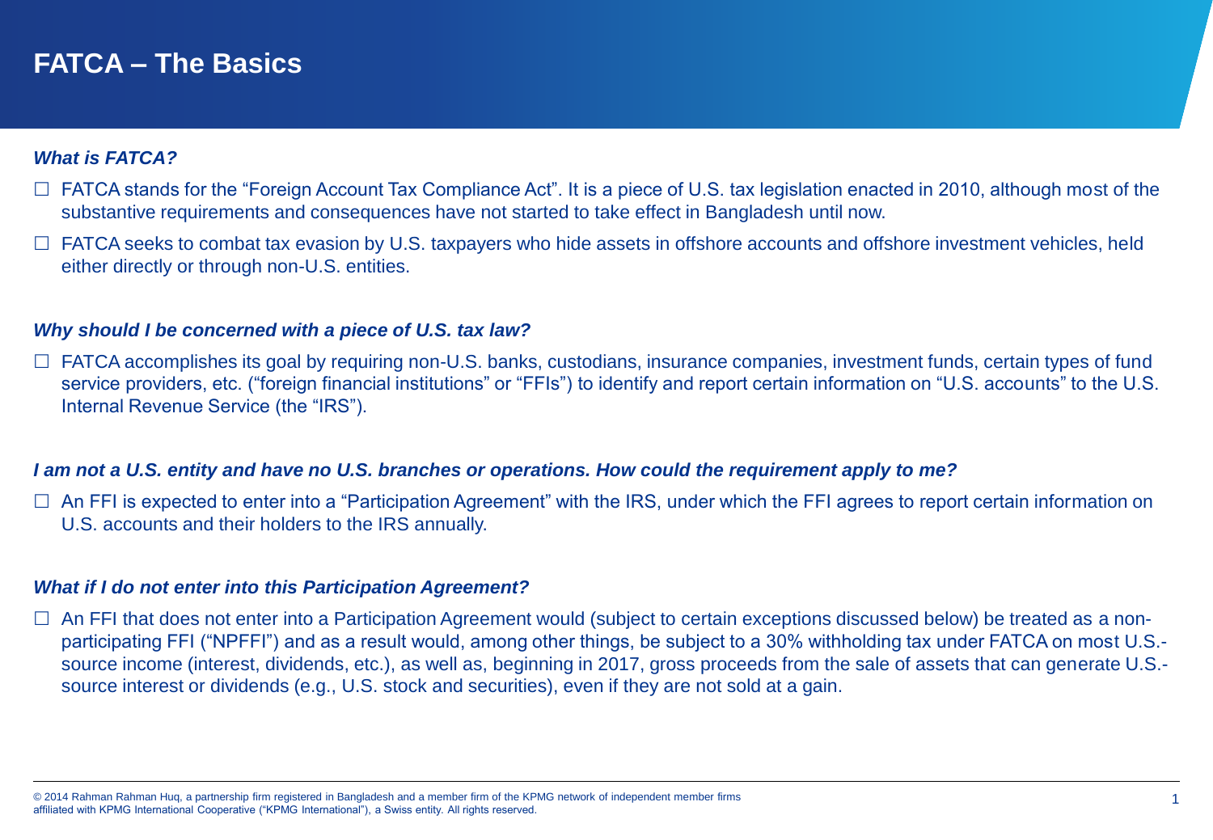# FATCA – The Basics

***What is FATCA?***

- ☐ FATCA stands for the "Foreign Account Tax Compliance Act". It is a piece of U.S. tax legislation enacted in 2010, although most of the substantive requirements and consequences have not started to take effect in Bangladesh until now.
- ☐ FATCA seeks to combat tax evasion by U.S. taxpayers who hide assets in offshore accounts and offshore investment vehicles, held either directly or through non-U.S. entities.

***Why should I be concerned with a piece of U.S. tax law?***

- ☐ FATCA accomplishes its goal by requiring non-U.S. banks, custodians, insurance companies, investment funds, certain types of fund service providers, etc. ("foreign financial institutions" or "FFIs") to identify and report certain information on "U.S. accounts" to the U.S. Internal Revenue Service (the "IRS").

***I am not a U.S. entity and have no U.S. branches or operations. How could the requirement apply to me?***

- ☐ An FFI is expected to enter into a "Participation Agreement" with the IRS, under which the FFI agrees to report certain information on U.S. accounts and their holders to the IRS annually.

***What if I do not enter into this Participation Agreement?***

- ☐ An FFI that does not enter into a Participation Agreement would (subject to certain exceptions discussed below) be treated as a non-participating FFI ("NPFFI") and as a result would, among other things, be subject to a 30% withholding tax under FATCA on most U.S.-source income (interest, dividends, etc.), as well as, beginning in 2017, gross proceeds from the sale of assets that can generate U.S.-source interest or dividends (e.g., U.S. stock and securities), even if they are not sold at a gain.

© 2014 Rahman Rahman Huq, a partnership firm registered in Bangladesh and a member firm of the KPMG network of independent member firms affiliated with KPMG International Cooperative ("KPMG International"), a Swiss entity. All rights reserved.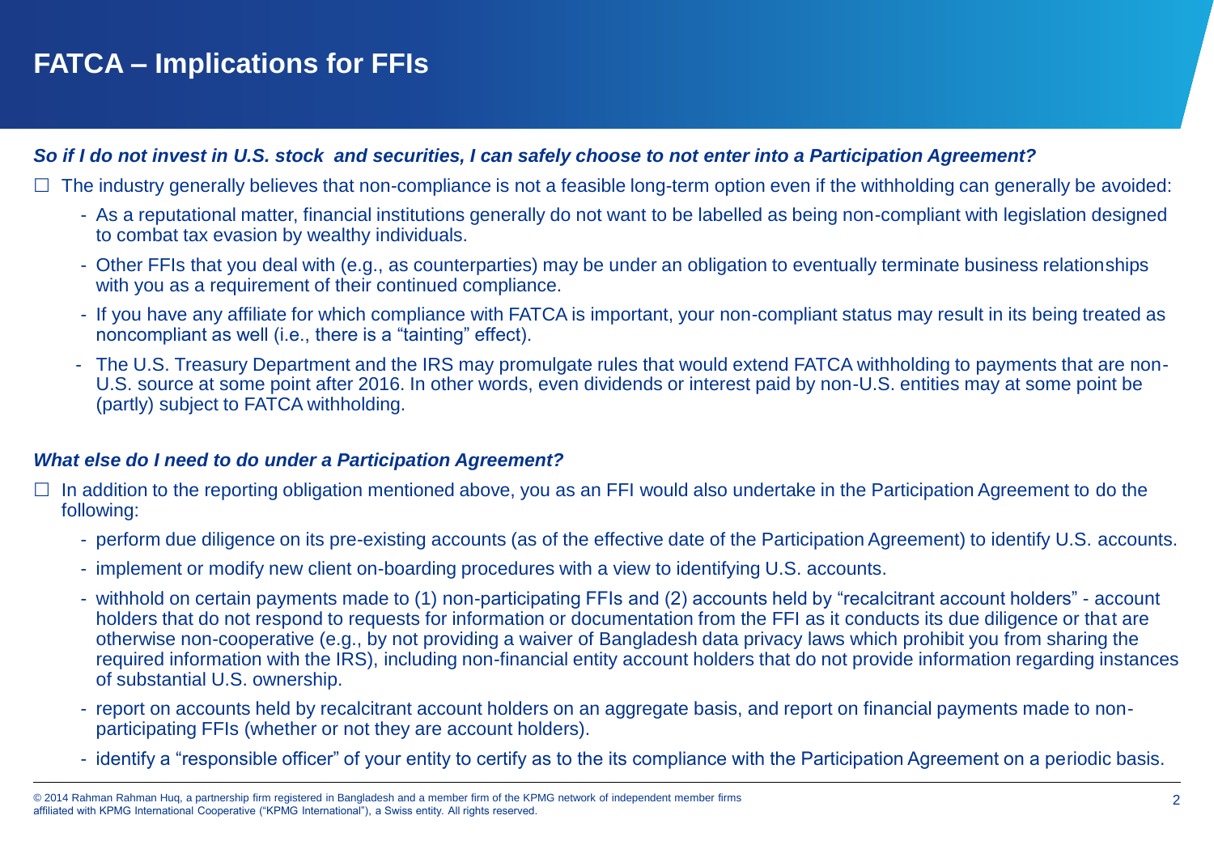# FATCA – Implications for FFIs

***So if I do not invest in U.S. stock and securities, I can safely choose to not enter into a Participation Agreement?***

- The industry generally believes that non-compliance is not a feasible long-term option even if the withholding can generally be avoided:
  - As a reputational matter, financial institutions generally do not want to be labelled as being non-compliant with legislation designed to combat tax evasion by wealthy individuals.
  - Other FFIs that you deal with (e.g., as counterparties) may be under an obligation to eventually terminate business relationships with you as a requirement of their continued compliance.
  - If you have any affiliate for which compliance with FATCA is important, your non-compliant status may result in its being treated as noncompliant as well (i.e., there is a "tainting" effect).
  - The U.S. Treasury Department and the IRS may promulgate rules that would extend FATCA withholding to payments that are non-U.S. source at some point after 2016. In other words, even dividends or interest paid by non-U.S. entities may at some point be (partly) subject to FATCA withholding.

***What else do I need to do under a Participation Agreement?***

- In addition to the reporting obligation mentioned above, you as an FFI would also undertake in the Participation Agreement to do the following:
  - perform due diligence on its pre-existing accounts (as of the effective date of the Participation Agreement) to identify U.S. accounts.
  - implement or modify new client on-boarding procedures with a view to identifying U.S. accounts.
  - withhold on certain payments made to (1) non-participating FFIs and (2) accounts held by "recalcitrant account holders" - account holders that do not respond to requests for information or documentation from the FFI as it conducts its due diligence or that are otherwise non-cooperative (e.g., by not providing a waiver of Bangladesh data privacy laws which prohibit you from sharing the required information with the IRS), including non-financial entity account holders that do not provide information regarding instances of substantial U.S. ownership.
  - report on accounts held by recalcitrant account holders on an aggregate basis, and report on financial payments made to non-participating FFIs (whether or not they are account holders).
  - identify a "responsible officer" of your entity to certify as to the its compliance with the Participation Agreement on a periodic basis.

© 2014 Rahman Rahman Huq, a partnership firm registered in Bangladesh and a member firm of the KPMG network of independent member firms affiliated with KPMG International Cooperative ("KPMG International"), a Swiss entity. All rights reserved.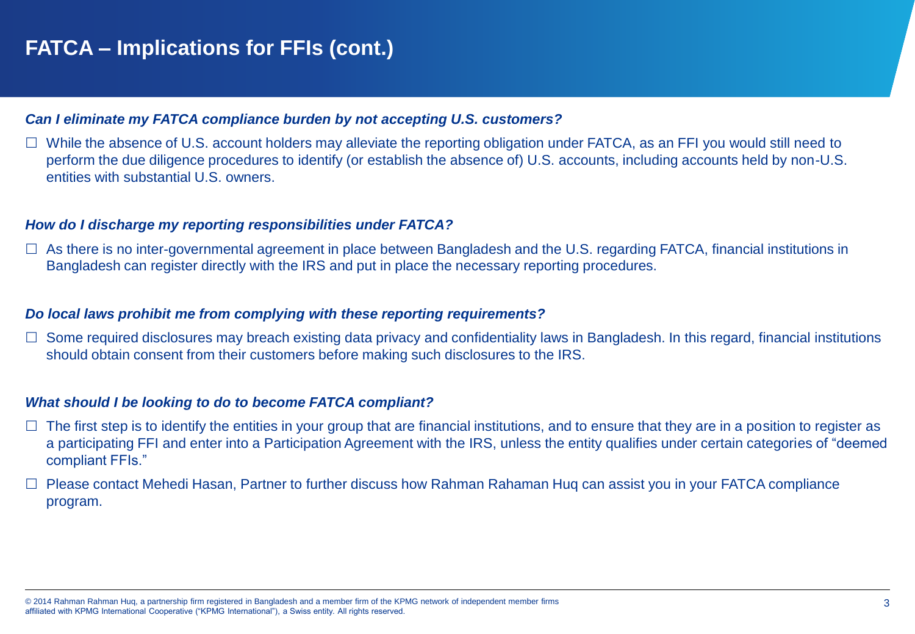# FATCA – Implications for FFIs (cont.)

***Can I eliminate my FATCA compliance burden by not accepting U.S. customers?***

- While the absence of U.S. account holders may alleviate the reporting obligation under FATCA, as an FFI you would still need to perform the due diligence procedures to identify (or establish the absence of) U.S. accounts, including accounts held by non-U.S. entities with substantial U.S. owners.

***How do I discharge my reporting responsibilities under FATCA?***

- As there is no inter-governmental agreement in place between Bangladesh and the U.S. regarding FATCA, financial institutions in Bangladesh can register directly with the IRS and put in place the necessary reporting procedures.

***Do local laws prohibit me from complying with these reporting requirements?***

- Some required disclosures may breach existing data privacy and confidentiality laws in Bangladesh. In this regard, financial institutions should obtain consent from their customers before making such disclosures to the IRS.

***What should I be looking to do to become FATCA compliant?***

- The first step is to identify the entities in your group that are financial institutions, and to ensure that they are in a position to register as a participating FFI and enter into a Participation Agreement with the IRS, unless the entity qualifies under certain categories of "deemed compliant FFIs."
- Please contact Mehedi Hasan, Partner to further discuss how Rahman Rahaman Huq can assist you in your FATCA compliance program.

© 2014 Rahman Rahman Huq, a partnership firm registered in Bangladesh and a member firm of the KPMG network of independent member firms affiliated with KPMG International Cooperative ("KPMG International"), a Swiss entity. All rights reserved.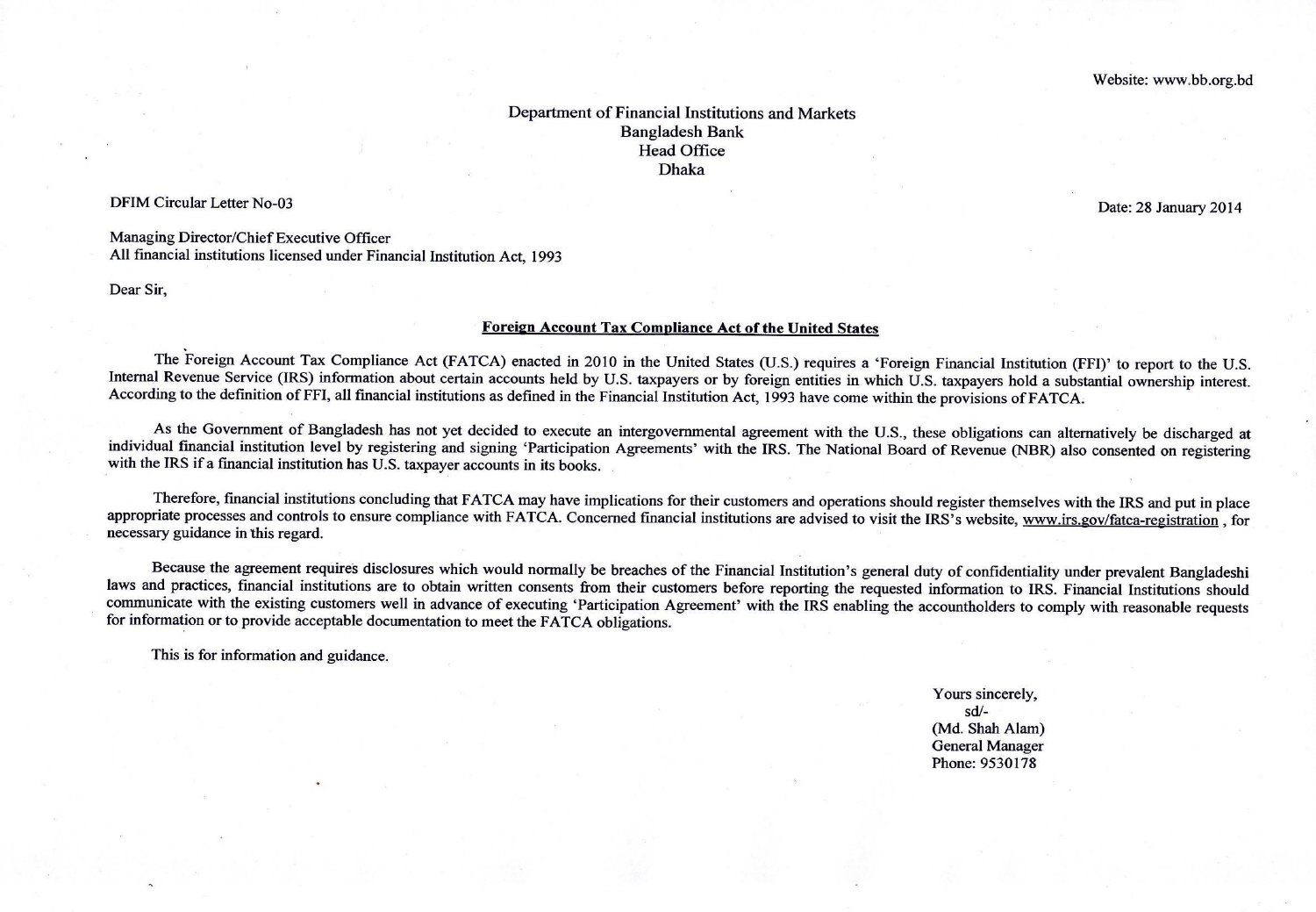Website: www.bb.org.bd

Department of Financial Institutions and Markets
Bangladesh Bank
Head Office
Dhaka

DFIM Circular Letter No-03

Date: 28 January 2014

Managing Director/Chief Executive Officer
All financial institutions licensed under Financial Institution Act, 1993

Dear Sir,

**Foreign Account Tax Compliance Act of the United States**

The Foreign Account Tax Compliance Act (FATCA) enacted in 2010 in the United States (U.S.) requires a 'Foreign Financial Institution (FFI)' to report to the U.S. Internal Revenue Service (IRS) information about certain accounts held by U.S. taxpayers or by foreign entities in which U.S. taxpayers hold a substantial ownership interest. According to the definition of FFI, all financial institutions as defined in the Financial Institution Act, 1993 have come within the provisions of FATCA.

As the Government of Bangladesh has not yet decided to execute an intergovernmental agreement with the U.S., these obligations can alternatively be discharged at individual financial institution level by registering and signing 'Participation Agreements' with the IRS. The National Board of Revenue (NBR) also consented on registering with the IRS if a financial institution has U.S. taxpayer accounts in its books.

Therefore, financial institutions concluding that FATCA may have implications for their customers and operations should register themselves with the IRS and put in place appropriate processes and controls to ensure compliance with FATCA. Concerned financial institutions are advised to visit the IRS's website, www.irs.gov/fatca-registration , for necessary guidance in this regard.

Because the agreement requires disclosures which would normally be breaches of the Financial Institution's general duty of confidentiality under prevalent Bangladeshi laws and practices, financial institutions are to obtain written consents from their customers before reporting the requested information to IRS. Financial Institutions should communicate with the existing customers well in advance of executing 'Participation Agreement' with the IRS enabling the accountholders to comply with reasonable requests for information or to provide acceptable documentation to meet the FATCA obligations.

This is for information and guidance.

Yours sincerely,
sd/-
(Md. Shah Alam)
General Manager
Phone: 9530178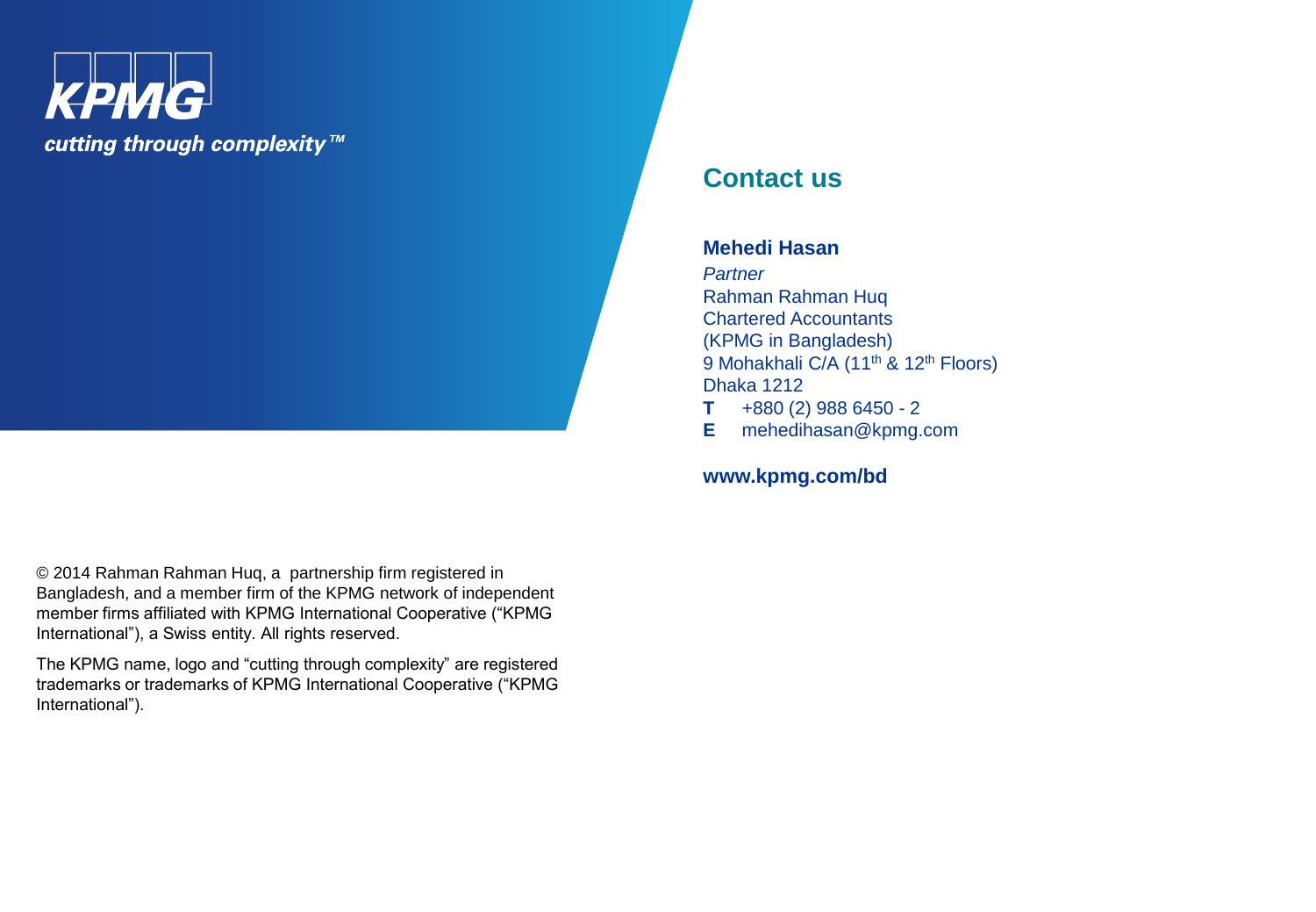KPMG

*cutting through complexity™*

## Contact us

**Mehedi Hasan**

*Partner*
Rahman Rahman Huq
Chartered Accountants
(KPMG in Bangladesh)
9 Mohakhali C/A ($11^{th}$ & $12^{th}$ Floors)
Dhaka 1212
**T** +880 (2) 988 6450 - 2
**E** mehedihasan@kpmg.com

**www.kpmg.com/bd**

© 2014 Rahman Rahman Huq, a partnership firm registered in Bangladesh, and a member firm of the KPMG network of independent member firms affiliated with KPMG International Cooperative ("KPMG International"), a Swiss entity. All rights reserved.

The KPMG name, logo and "cutting through complexity" are registered trademarks or trademarks of KPMG International Cooperative ("KPMG International").